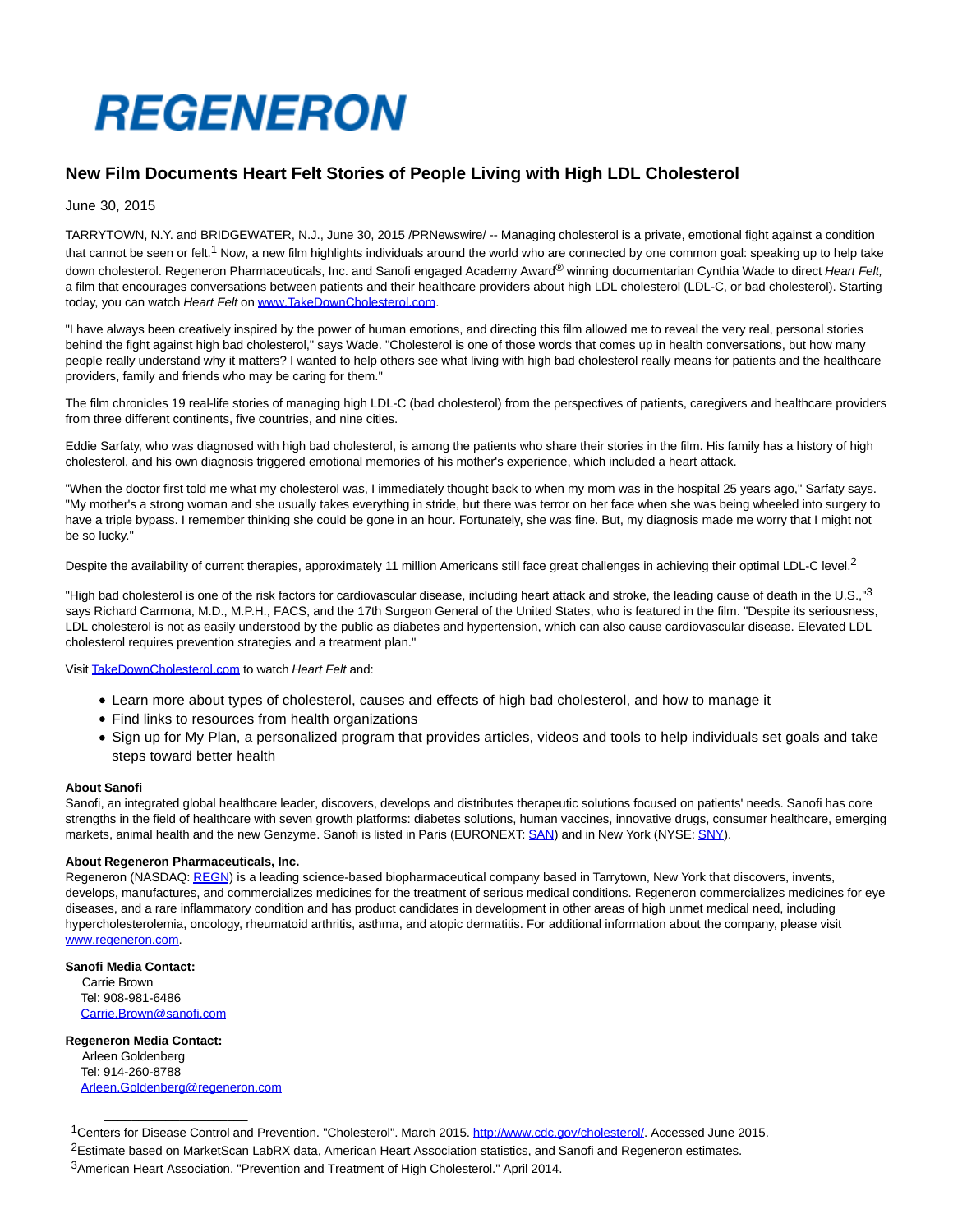REGENERON

# New Film Documents Heart Felt Stories of People Living with High LDL Cholesterol

June 30, 2015

TARRYTOWN, N.Y. and BRIDGEWATER, N.J., June 30, 2015 /PRNewswire/ -- Managing cholesterol is a private, emotional fight against a condition that cannot be seen or felt.[1] Now, a new film highlights individuals around the world who are connected by one common goal: speaking up to help take down cholesterol. Regeneron Pharmaceuticals, Inc. and Sanofi engaged Academy Award® winning documentarian Cynthia Wade to direct *Heart Felt,* a film that encourages conversations between patients and their healthcare providers about high LDL cholesterol (LDL-C, or bad cholesterol). Starting today, you can watch *Heart Felt* on [www.TakeDownCholesterol.com](www.TakeDownCholesterol.com).

"I have always been creatively inspired by the power of human emotions, and directing this film allowed me to reveal the very real, personal stories behind the fight against high bad cholesterol," says Wade. "Cholesterol is one of those words that comes up in health conversations, but how many people really understand why it matters? I wanted to help others see what living with high bad cholesterol really means for patients and the healthcare providers, family and friends who may be caring for them."

The film chronicles 19 real-life stories of managing high LDL-C (bad cholesterol) from the perspectives of patients, caregivers and healthcare providers from three different continents, five countries, and nine cities.

Eddie Sarfaty, who was diagnosed with high bad cholesterol, is among the patients who share their stories in the film. His family has a history of high cholesterol, and his own diagnosis triggered emotional memories of his mother's experience, which included a heart attack.

"When the doctor first told me what my cholesterol was, I immediately thought back to when my mom was in the hospital 25 years ago," Sarfaty says. "My mother's a strong woman and she usually takes everything in stride, but there was terror on her face when she was being wheeled into surgery to have a triple bypass. I remember thinking she could be gone in an hour. Fortunately, she was fine. But, my diagnosis made me worry that I might not be so lucky."

Despite the availability of current therapies, approximately 11 million Americans still face great challenges in achieving their optimal LDL-C level.[2]

"High bad cholesterol is one of the risk factors for cardiovascular disease, including heart attack and stroke, the leading cause of death in the U.S.,"[3] says Richard Carmona, M.D., M.P.H., FACS, and the 17th Surgeon General of the United States, who is featured in the film. "Despite its seriousness, LDL cholesterol is not as easily understood by the public as diabetes and hypertension, which can also cause cardiovascular disease. Elevated LDL cholesterol requires prevention strategies and a treatment plan."

Visit [TakeDownCholesterol.com](TakeDownCholesterol.com) to watch *Heart Felt* and:

- Learn more about types of cholesterol, causes and effects of high bad cholesterol, and how to manage it
- Find links to resources from health organizations
- Sign up for My Plan, a personalized program that provides articles, videos and tools to help individuals set goals and take steps toward better health

**About Sanofi**
Sanofi, an integrated global healthcare leader, discovers, develops and distributes therapeutic solutions focused on patients' needs. Sanofi has core strengths in the field of healthcare with seven growth platforms: diabetes solutions, human vaccines, innovative drugs, consumer healthcare, emerging markets, animal health and the new Genzyme. Sanofi is listed in Paris (EURONEXT: SAN) and in New York (NYSE: SNY).

**About Regeneron Pharmaceuticals, Inc.**
Regeneron (NASDAQ: REGN) is a leading science-based biopharmaceutical company based in Tarrytown, New York that discovers, invents, develops, manufactures, and commercializes medicines for the treatment of serious medical conditions. Regeneron commercializes medicines for eye diseases, and a rare inflammatory condition and has product candidates in development in other areas of high unmet medical need, including hypercholesterolemia, oncology, rheumatoid arthritis, asthma, and atopic dermatitis. For additional information about the company, please visit [www.regeneron.com](www.regeneron.com).

**Sanofi Media Contact:**
Carrie Brown
Tel: 908-981-6486
Carrie.Brown@sanofi.com

**Regeneron Media Contact:**
Arleen Goldenberg
Tel: 914-260-8788
Arleen.Goldenberg@regeneron.com

---

[1] Centers for Disease Control and Prevention. "Cholesterol". March 2015. http://www.cdc.gov/cholesterol/. Accessed June 2015.
[2] Estimate based on MarketScan LabRX data, American Heart Association statistics, and Sanofi and Regeneron estimates.
[3] American Heart Association. "Prevention and Treatment of High Cholesterol." April 2014.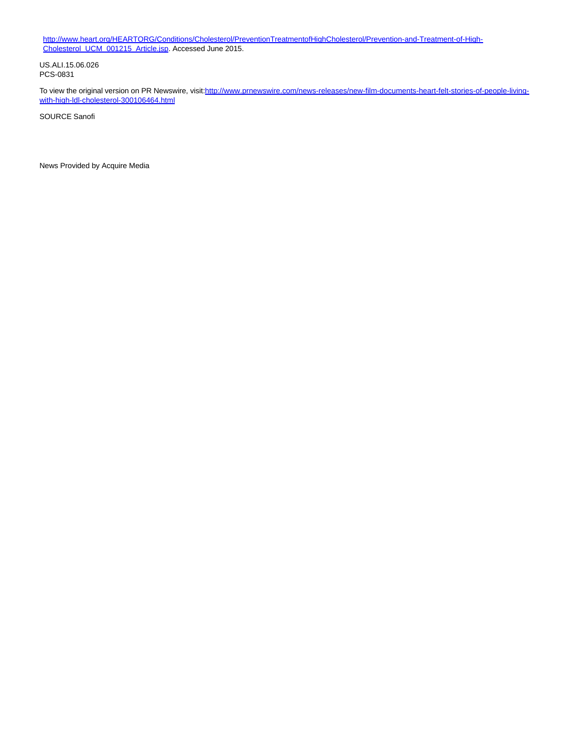http://www.heart.org/HEARTORG/Conditions/Cholesterol/PreventionTreatmentofHighCholesterol/Prevention-and-Treatment-of-High-Cholesterol_UCM_001215_Article.jsp. Accessed June 2015.

US.ALI.15.06.026
PCS-0831

To view the original version on PR Newswire, visit:http://www.prnewswire.com/news-releases/new-film-documents-heart-felt-stories-of-people-living-with-high-ldl-cholesterol-300106464.html

SOURCE Sanofi

News Provided by Acquire Media